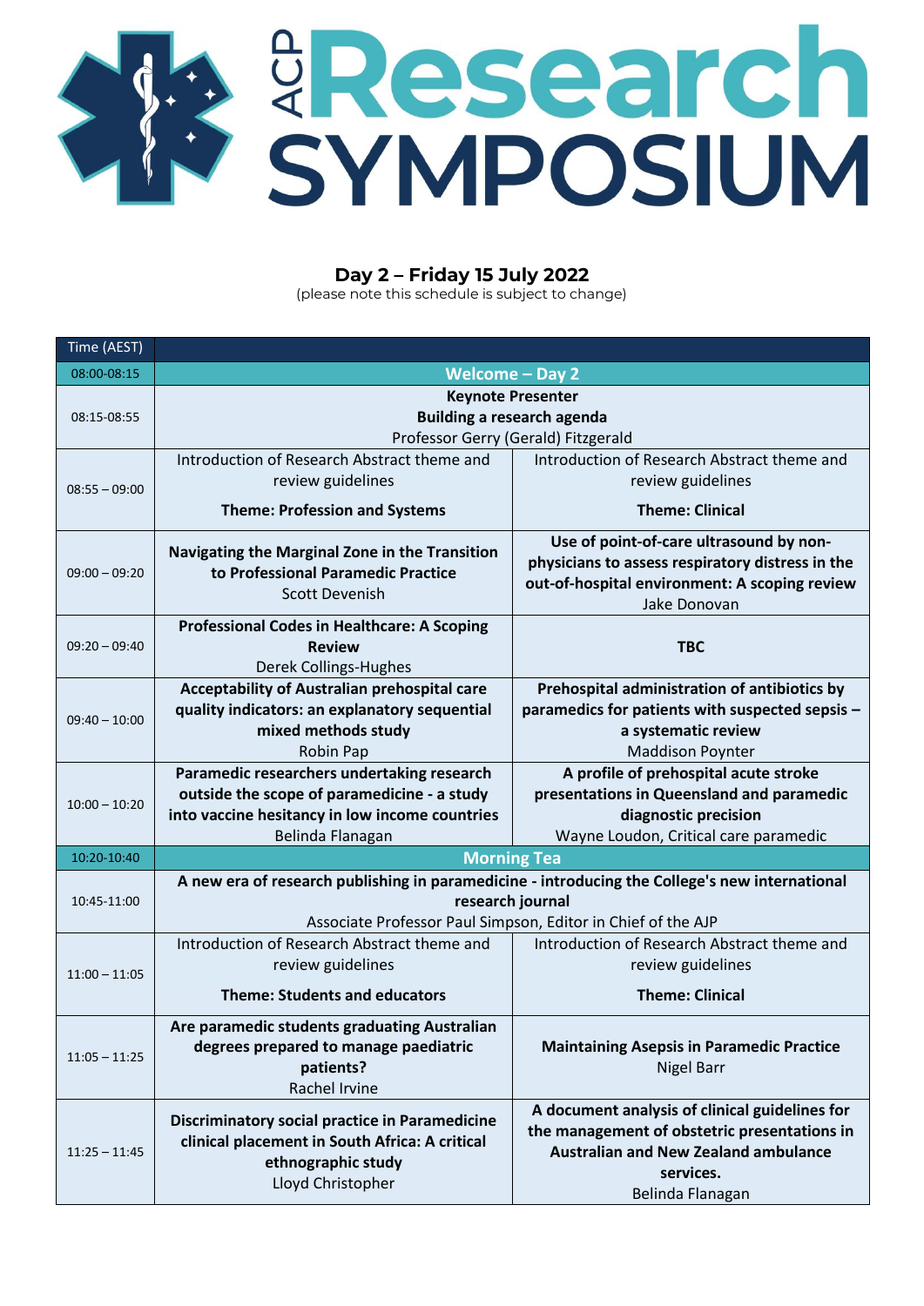# ACP Research SYMPOSIUM

## Day 2 – Friday 15 July 2022

(please note this schedule is subject to change)

| Time (AEST) | | |
|---|---|---|
| 08:00-08:15 | **Welcome – Day 2** | |
| 08:15-08:55 | **Keynote Presenter**<br>**Building a research agenda**<br>Professor Gerry (Gerald) Fitzgerald | |
| 08:55 – 09:00 | Introduction of Research Abstract theme and review guidelines<br>**Theme: Profession and Systems** | Introduction of Research Abstract theme and review guidelines<br>**Theme: Clinical** |
| 09:00 – 09:20 | **Navigating the Marginal Zone in the Transition to Professional Paramedic Practice**<br>Scott Devenish | **Use of point-of-care ultrasound by non-physicians to assess respiratory distress in the out-of-hospital environment: A scoping review**<br>Jake Donovan |
| 09:20 – 09:40 | **Professional Codes in Healthcare: A Scoping Review**<br>Derek Collings-Hughes | **TBC** |
| 09:40 – 10:00 | **Acceptability of Australian prehospital care quality indicators: an explanatory sequential mixed methods study**<br>Robin Pap | **Prehospital administration of antibiotics by paramedics for patients with suspected sepsis – a systematic review**<br>Maddison Poynter |
| 10:00 – 10:20 | **Paramedic researchers undertaking research outside the scope of paramedicine - a study into vaccine hesitancy in low income countries**<br>Belinda Flanagan | **A profile of prehospital acute stroke presentations in Queensland and paramedic diagnostic precision**<br>Wayne Loudon, Critical care paramedic |
| 10:20-10:40 | **Morning Tea** | |
| 10:45-11:00 | **A new era of research publishing in paramedicine - introducing the College's new international research journal**<br>Associate Professor Paul Simpson, Editor in Chief of the AJP | |
| 11:00 – 11:05 | Introduction of Research Abstract theme and review guidelines<br>**Theme: Students and educators** | Introduction of Research Abstract theme and review guidelines<br>**Theme: Clinical** |
| 11:05 – 11:25 | **Are paramedic students graduating Australian degrees prepared to manage paediatric patients?**<br>Rachel Irvine | **Maintaining Asepsis in Paramedic Practice**<br>Nigel Barr |
| 11:25 – 11:45 | **Discriminatory social practice in Paramedicine clinical placement in South Africa: A critical ethnographic study**<br>Lloyd Christopher | **A document analysis of clinical guidelines for the management of obstetric presentations in Australian and New Zealand ambulance services.**<br>Belinda Flanagan |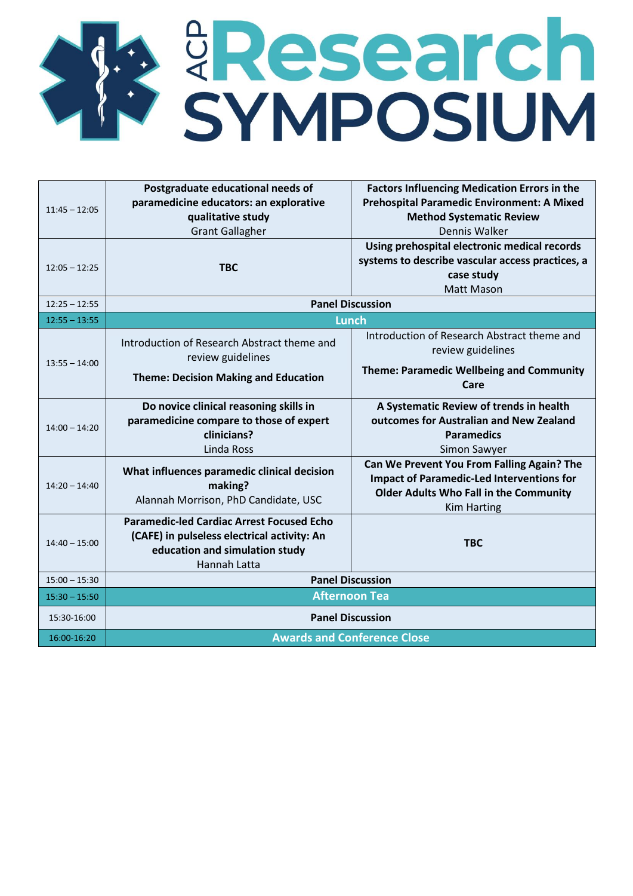# ACP Research SYMPOSIUM

| | | |
|---|---|---|
| 11:45 – 12:05 | **Postgraduate educational needs of paramedicine educators: an explorative qualitative study**<br>Grant Gallagher | **Factors Influencing Medication Errors in the Prehospital Paramedic Environment: A Mixed Method Systematic Review**<br>Dennis Walker |
| 12:05 – 12:25 | **TBC** | **Using prehospital electronic medical records systems to describe vascular access practices, a case study**<br>Matt Mason |
| 12:25 – 12:55 | **Panel Discussion** | |
| 12:55 – 13:55 | **Lunch** | |
| 13:55 – 14:00 | Introduction of Research Abstract theme and review guidelines<br>**Theme: Decision Making and Education** | Introduction of Research Abstract theme and review guidelines<br>**Theme: Paramedic Wellbeing and Community Care** |
| 14:00 – 14:20 | **Do novice clinical reasoning skills in paramedicine compare to those of expert clinicians?**<br>Linda Ross | **A Systematic Review of trends in health outcomes for Australian and New Zealand Paramedics**<br>Simon Sawyer |
| 14:20 – 14:40 | **What influences paramedic clinical decision making?**<br>Alannah Morrison, PhD Candidate, USC | **Can We Prevent You From Falling Again? The Impact of Paramedic-Led Interventions for Older Adults Who Fall in the Community**<br>Kim Harting |
| 14:40 – 15:00 | **Paramedic-led Cardiac Arrest Focused Echo (CAFE) in pulseless electrical activity: An education and simulation study**<br>Hannah Latta | **TBC** |
| 15:00 – 15:30 | **Panel Discussion** | |
| 15:30 – 15:50 | **Afternoon Tea** | |
| 15:30-16:00 | **Panel Discussion** | |
| 16:00-16:20 | **Awards and Conference Close** | |